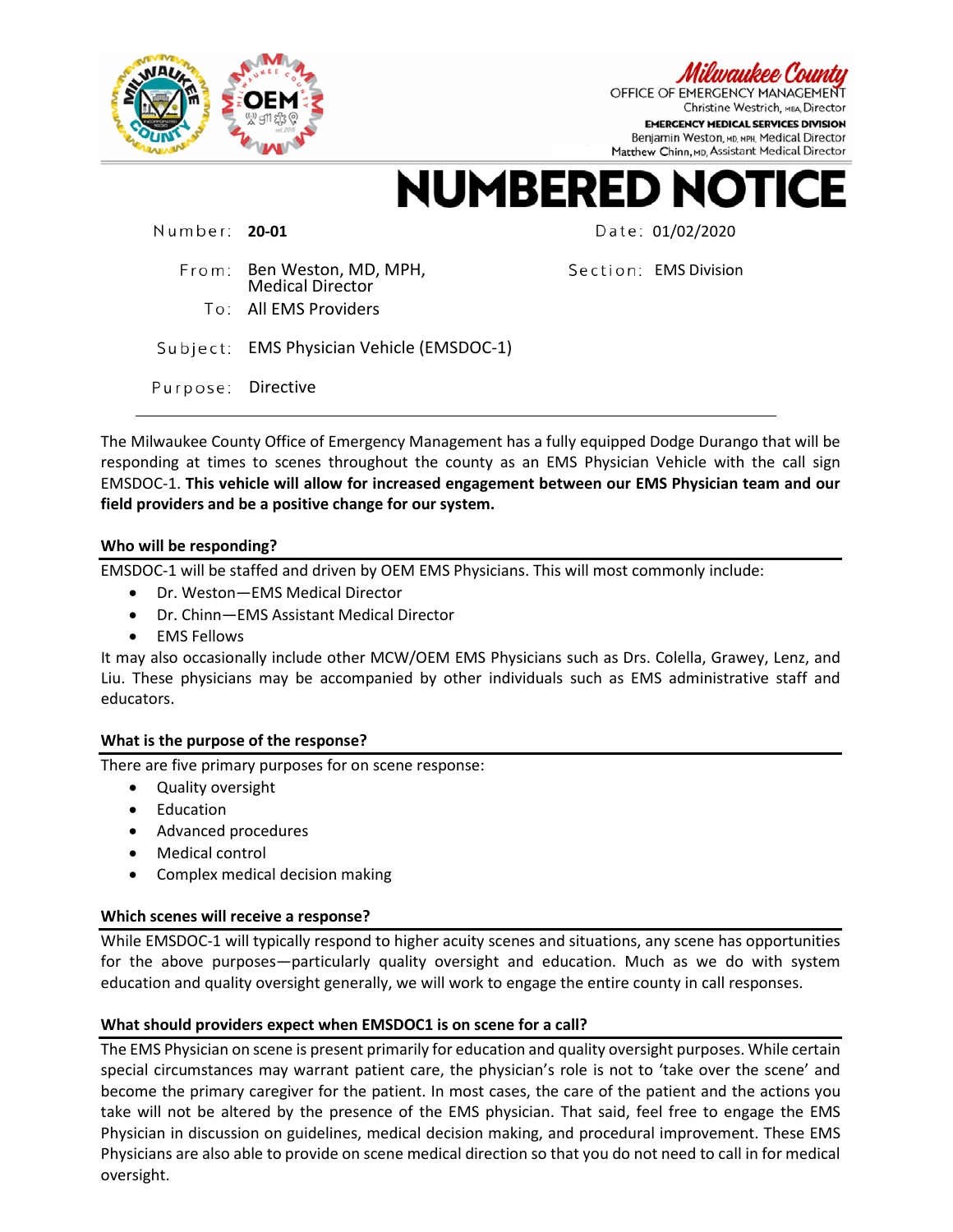Milwaukee County
OFFICE OF EMERGENCY MANAGEMENT
Christine Westrich, MBA, Director
EMERGENCY MEDICAL SERVICES DIVISION
Benjamin Weston, MD, MPH, Medical Director
Matthew Chinn, MD, Assistant Medical Director

# NUMBERED NOTICE

Number: **20-01**

Date: 01/02/2020

From: Ben Weston, MD, MPH, Medical Director

Section: EMS Division

To: All EMS Providers

Subject: EMS Physician Vehicle (EMSDOC-1)

Purpose: Directive

---

The Milwaukee County Office of Emergency Management has a fully equipped Dodge Durango that will be responding at times to scenes throughout the county as an EMS Physician Vehicle with the call sign EMSDOC-1. **This vehicle will allow for increased engagement between our EMS Physician team and our field providers and be a positive change for our system.**

**Who will be responding?**

EMSDOC-1 will be staffed and driven by OEM EMS Physicians. This will most commonly include:

- Dr. Weston—EMS Medical Director
- Dr. Chinn—EMS Assistant Medical Director
- EMS Fellows

It may also occasionally include other MCW/OEM EMS Physicians such as Drs. Colella, Grawey, Lenz, and Liu. These physicians may be accompanied by other individuals such as EMS administrative staff and educators.

**What is the purpose of the response?**

There are five primary purposes for on scene response:

- Quality oversight
- Education
- Advanced procedures
- Medical control
- Complex medical decision making

**Which scenes will receive a response?**

While EMSDOC-1 will typically respond to higher acuity scenes and situations, any scene has opportunities for the above purposes—particularly quality oversight and education. Much as we do with system education and quality oversight generally, we will work to engage the entire county in call responses.

**What should providers expect when EMSDOC1 is on scene for a call?**

The EMS Physician on scene is present primarily for education and quality oversight purposes. While certain special circumstances may warrant patient care, the physician's role is not to 'take over the scene' and become the primary caregiver for the patient. In most cases, the care of the patient and the actions you take will not be altered by the presence of the EMS physician. That said, feel free to engage the EMS Physician in discussion on guidelines, medical decision making, and procedural improvement. These EMS Physicians are also able to provide on scene medical direction so that you do not need to call in for medical oversight.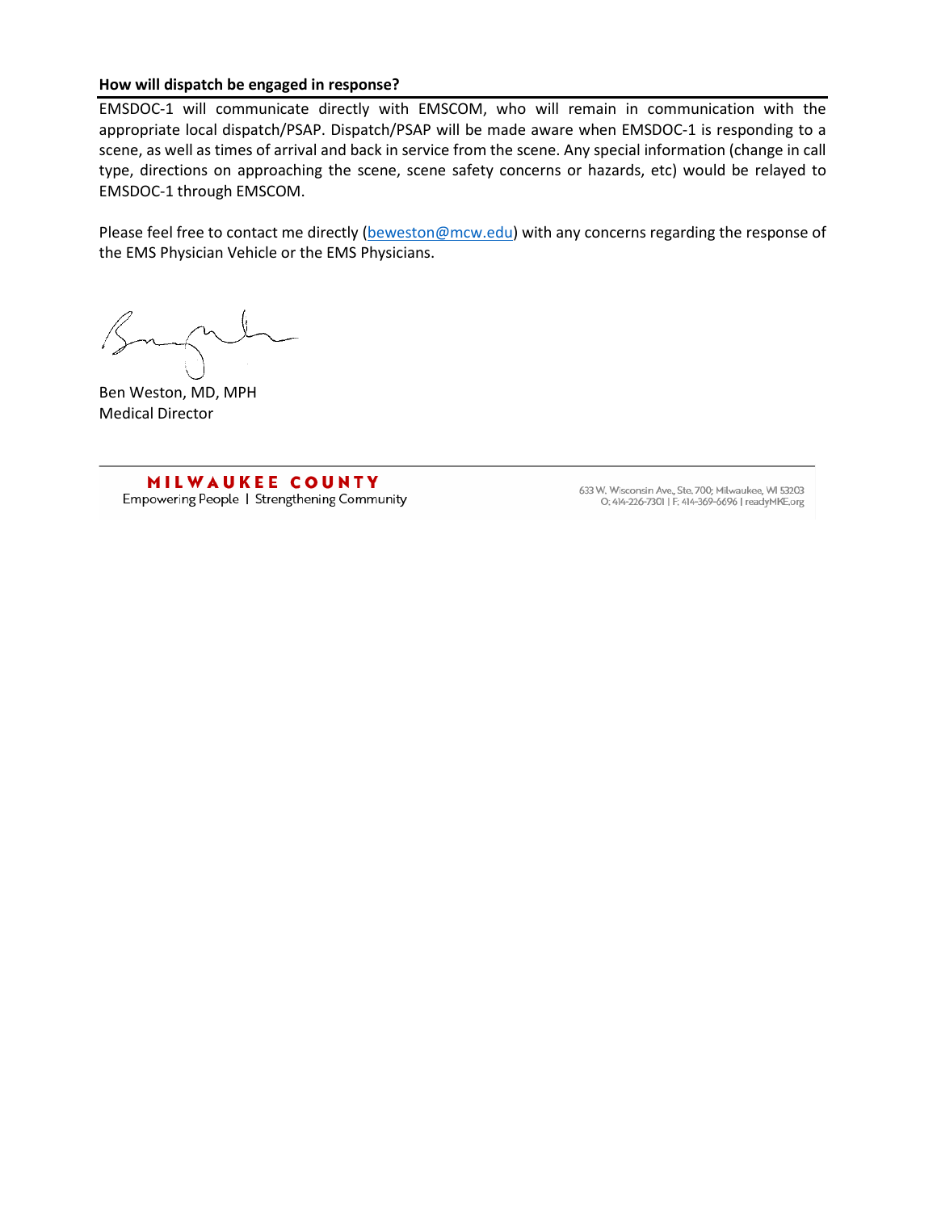**How will dispatch be engaged in response?**

EMSDOC-1 will communicate directly with EMSCOM, who will remain in communication with the appropriate local dispatch/PSAP. Dispatch/PSAP will be made aware when EMSDOC-1 is responding to a scene, as well as times of arrival and back in service from the scene. Any special information (change in call type, directions on approaching the scene, scene safety concerns or hazards, etc) would be relayed to EMSDOC-1 through EMSCOM.

Please feel free to contact me directly (beweston@mcw.edu) with any concerns regarding the response of the EMS Physician Vehicle or the EMS Physicians.

Ben Weston, MD, MPH
Medical Director

MILWAUKEE COUNTY
Empowering People | Strengthening Community

633 W. Wisconsin Ave., Ste. 700; Milwaukee, WI 53203
O: 414-226-7301 | F: 414-369-6696 | readyMKE.org